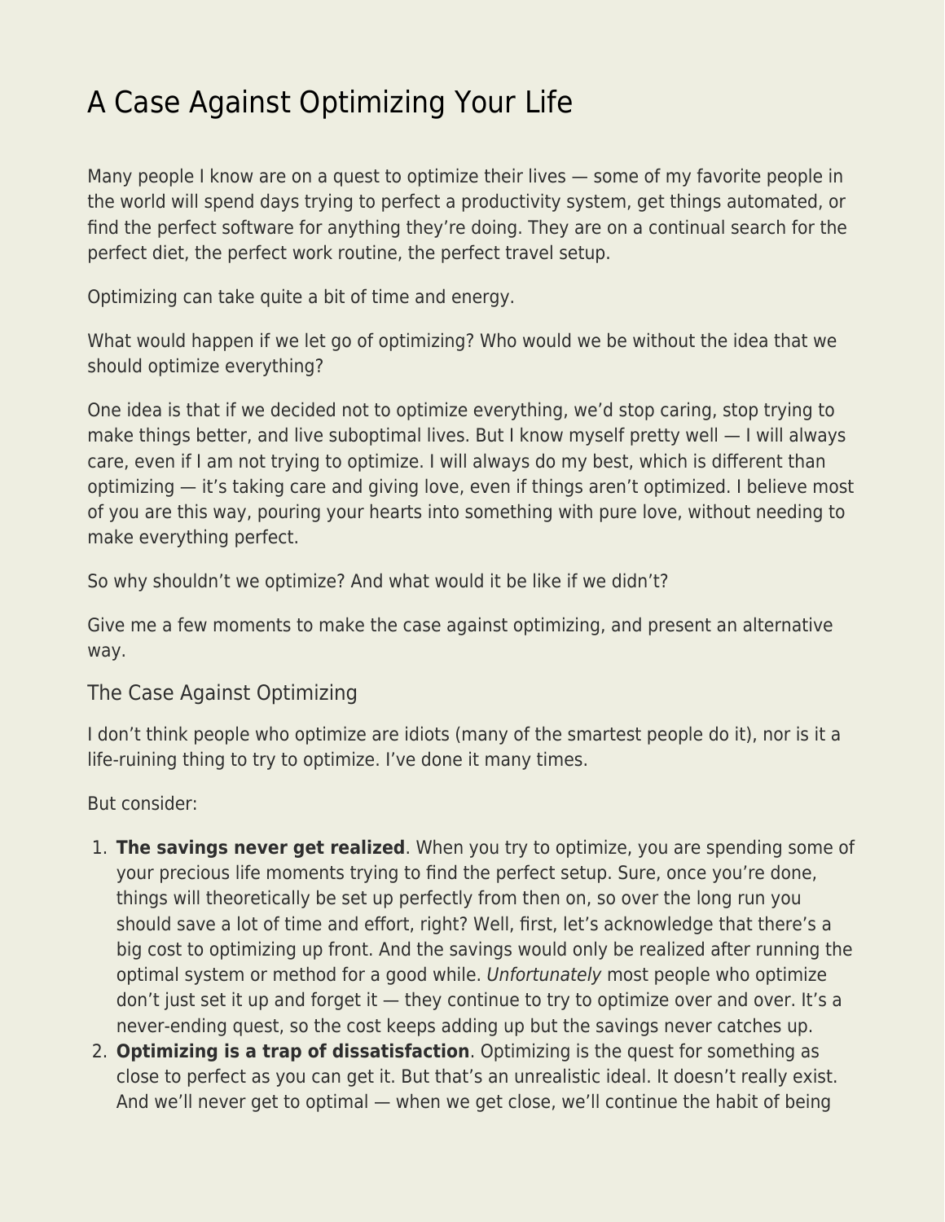# A Case Against Optimizing Your Life

Many people I know are on a quest to optimize their lives — some of my favorite people in the world will spend days trying to perfect a productivity system, get things automated, or find the perfect software for anything they're doing. They are on a continual search for the perfect diet, the perfect work routine, the perfect travel setup.

Optimizing can take quite a bit of time and energy.

What would happen if we let go of optimizing? Who would we be without the idea that we should optimize everything?

One idea is that if we decided not to optimize everything, we'd stop caring, stop trying to make things better, and live suboptimal lives. But I know myself pretty well — I will always care, even if I am not trying to optimize. I will always do my best, which is different than optimizing — it's taking care and giving love, even if things aren't optimized. I believe most of you are this way, pouring your hearts into something with pure love, without needing to make everything perfect.

So why shouldn't we optimize? And what would it be like if we didn't?

Give me a few moments to make the case against optimizing, and present an alternative way.

## The Case Against Optimizing

I don't think people who optimize are idiots (many of the smartest people do it), nor is it a life-ruining thing to try to optimize. I've done it many times.

But consider:

1. **The savings never get realized**. When you try to optimize, you are spending some of your precious life moments trying to find the perfect setup. Sure, once you're done, things will theoretically be set up perfectly from then on, so over the long run you should save a lot of time and effort, right? Well, first, let's acknowledge that there's a big cost to optimizing up front. And the savings would only be realized after running the optimal system or method for a good while. *Unfortunately* most people who optimize don't just set it up and forget it — they continue to try to optimize over and over. It's a never-ending quest, so the cost keeps adding up but the savings never catches up.
2. **Optimizing is a trap of dissatisfaction**. Optimizing is the quest for something as close to perfect as you can get it. But that's an unrealistic ideal. It doesn't really exist. And we'll never get to optimal — when we get close, we'll continue the habit of being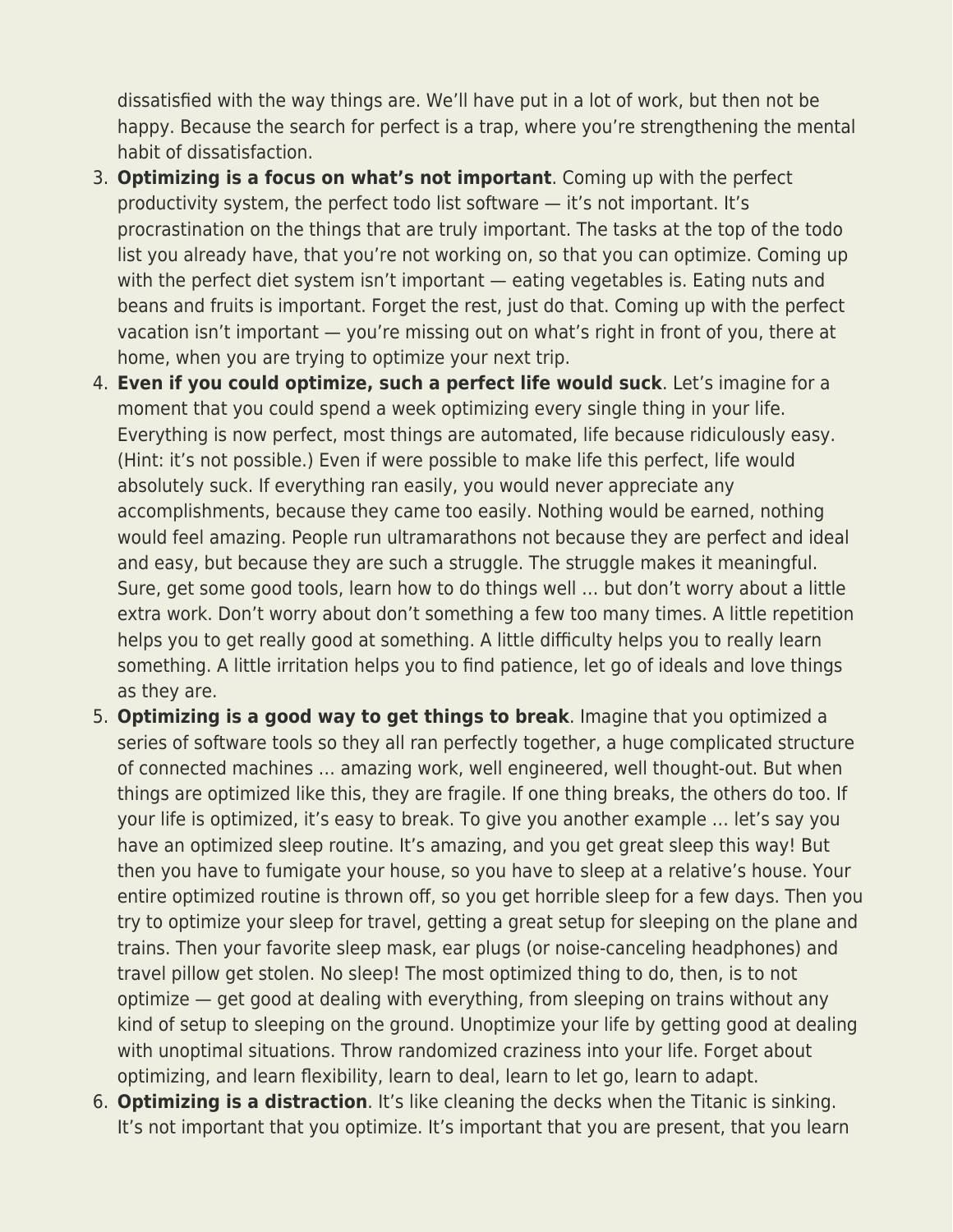dissatisfied with the way things are. We'll have put in a lot of work, but then not be happy. Because the search for perfect is a trap, where you're strengthening the mental habit of dissatisfaction.

3. **Optimizing is a focus on what's not important**. Coming up with the perfect productivity system, the perfect todo list software — it's not important. It's procrastination on the things that are truly important. The tasks at the top of the todo list you already have, that you're not working on, so that you can optimize. Coming up with the perfect diet system isn't important — eating vegetables is. Eating nuts and beans and fruits is important. Forget the rest, just do that. Coming up with the perfect vacation isn't important — you're missing out on what's right in front of you, there at home, when you are trying to optimize your next trip.
4. **Even if you could optimize, such a perfect life would suck**. Let's imagine for a moment that you could spend a week optimizing every single thing in your life. Everything is now perfect, most things are automated, life because ridiculously easy. (Hint: it's not possible.) Even if were possible to make life this perfect, life would absolutely suck. If everything ran easily, you would never appreciate any accomplishments, because they came too easily. Nothing would be earned, nothing would feel amazing. People run ultramarathons not because they are perfect and ideal and easy, but because they are such a struggle. The struggle makes it meaningful. Sure, get some good tools, learn how to do things well … but don't worry about a little extra work. Don't worry about don't something a few too many times. A little repetition helps you to get really good at something. A little difficulty helps you to really learn something. A little irritation helps you to find patience, let go of ideals and love things as they are.
5. **Optimizing is a good way to get things to break**. Imagine that you optimized a series of software tools so they all ran perfectly together, a huge complicated structure of connected machines … amazing work, well engineered, well thought-out. But when things are optimized like this, they are fragile. If one thing breaks, the others do too. If your life is optimized, it's easy to break. To give you another example … let's say you have an optimized sleep routine. It's amazing, and you get great sleep this way! But then you have to fumigate your house, so you have to sleep at a relative's house. Your entire optimized routine is thrown off, so you get horrible sleep for a few days. Then you try to optimize your sleep for travel, getting a great setup for sleeping on the plane and trains. Then your favorite sleep mask, ear plugs (or noise-canceling headphones) and travel pillow get stolen. No sleep! The most optimized thing to do, then, is to not optimize — get good at dealing with everything, from sleeping on trains without any kind of setup to sleeping on the ground. Unoptimize your life by getting good at dealing with unoptimal situations. Throw randomized craziness into your life. Forget about optimizing, and learn flexibility, learn to deal, learn to let go, learn to adapt.
6. **Optimizing is a distraction**. It's like cleaning the decks when the Titanic is sinking. It's not important that you optimize. It's important that you are present, that you learn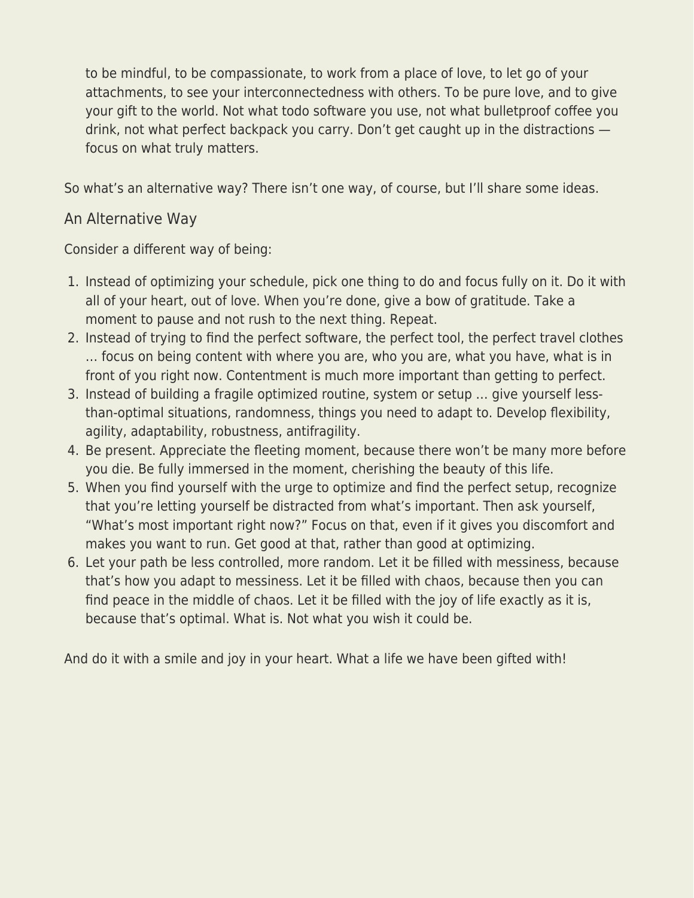to be mindful, to be compassionate, to work from a place of love, to let go of your attachments, to see your interconnectedness with others. To be pure love, and to give your gift to the world. Not what todo software you use, not what bulletproof coffee you drink, not what perfect backpack you carry. Don't get caught up in the distractions — focus on what truly matters.

So what's an alternative way? There isn't one way, of course, but I'll share some ideas.

## An Alternative Way

Consider a different way of being:

1. Instead of optimizing your schedule, pick one thing to do and focus fully on it. Do it with all of your heart, out of love. When you're done, give a bow of gratitude. Take a moment to pause and not rush to the next thing. Repeat.
2. Instead of trying to find the perfect software, the perfect tool, the perfect travel clothes … focus on being content with where you are, who you are, what you have, what is in front of you right now. Contentment is much more important than getting to perfect.
3. Instead of building a fragile optimized routine, system or setup … give yourself less-than-optimal situations, randomness, things you need to adapt to. Develop flexibility, agility, adaptability, robustness, antifragility.
4. Be present. Appreciate the fleeting moment, because there won't be many more before you die. Be fully immersed in the moment, cherishing the beauty of this life.
5. When you find yourself with the urge to optimize and find the perfect setup, recognize that you're letting yourself be distracted from what's important. Then ask yourself, "What's most important right now?" Focus on that, even if it gives you discomfort and makes you want to run. Get good at that, rather than good at optimizing.
6. Let your path be less controlled, more random. Let it be filled with messiness, because that's how you adapt to messiness. Let it be filled with chaos, because then you can find peace in the middle of chaos. Let it be filled with the joy of life exactly as it is, because that's optimal. What is. Not what you wish it could be.

And do it with a smile and joy in your heart. What a life we have been gifted with!